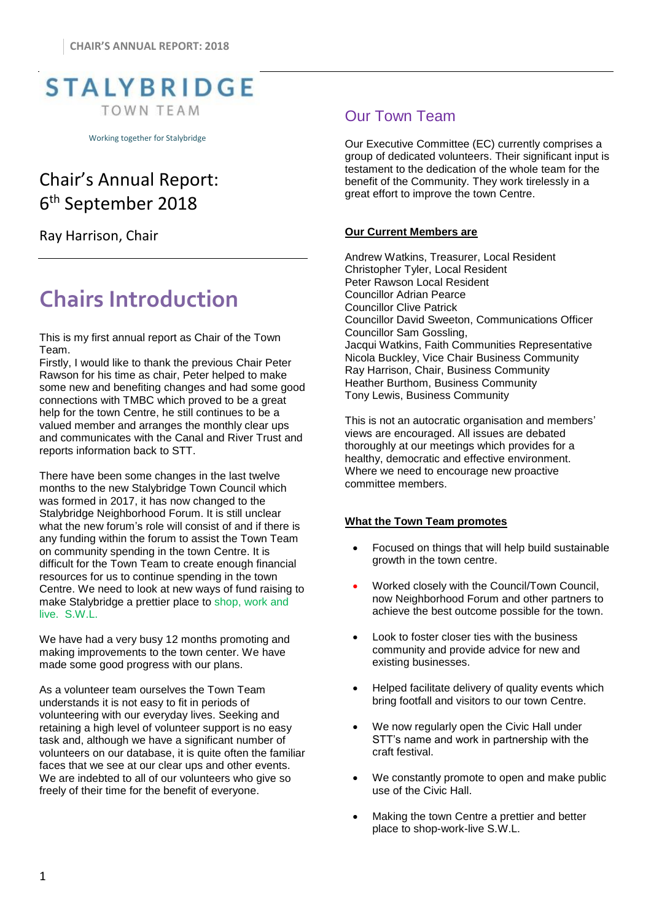STALYBRIDGE

TOWN TEAM

Working together for Stalybridge

# Chair's Annual Report: 6th September 2018

Ray Harrison, Chair

# Chairs Introduction

This is my first annual report as Chair of the Town Team.
Firstly, I would like to thank the previous Chair Peter Rawson for his time as chair, Peter helped to make some new and benefiting changes and had some good connections with TMBC which proved to be a great help for the town Centre, he still continues to be a valued member and arranges the monthly clear ups and communicates with the Canal and River Trust and reports information back to STT.

There have been some changes in the last twelve months to the new Stalybridge Town Council which was formed in 2017, it has now changed to the Stalybridge Neighborhood Forum. It is still unclear what the new forum's role will consist of and if there is any funding within the forum to assist the Town Team on community spending in the town Centre. It is difficult for the Town Team to create enough financial resources for us to continue spending in the town Centre. We need to look at new ways of fund raising to make Stalybridge a prettier place to shop, work and live. S.W.L.

We have had a very busy 12 months promoting and making improvements to the town center. We have made some good progress with our plans.

As a volunteer team ourselves the Town Team understands it is not easy to fit in periods of volunteering with our everyday lives. Seeking and retaining a high level of volunteer support is no easy task and, although we have a significant number of volunteers on our database, it is quite often the familiar faces that we see at our clear ups and other events. We are indebted to all of our volunteers who give so freely of their time for the benefit of everyone.

## Our Town Team

Our Executive Committee (EC) currently comprises a group of dedicated volunteers. Their significant input is testament to the dedication of the whole team for the benefit of the Community. They work tirelessly in a great effort to improve the town Centre.

**Our Current Members are**

Andrew Watkins, Treasurer, Local Resident
Christopher Tyler, Local Resident
Peter Rawson Local Resident
Councillor Adrian Pearce
Councillor Clive Patrick
Councillor David Sweeton, Communications Officer
Councillor Sam Gossling,
Jacqui Watkins, Faith Communities Representative
Nicola Buckley, Vice Chair Business Community
Ray Harrison, Chair, Business Community
Heather Burthom, Business Community
Tony Lewis, Business Community

This is not an autocratic organisation and members' views are encouraged. All issues are debated thoroughly at our meetings which provides for a healthy, democratic and effective environment. Where we need to encourage new proactive committee members.

**What the Town Team promotes**

- Focused on things that will help build sustainable growth in the town centre.
- Worked closely with the Council/Town Council, now Neighborhood Forum and other partners to achieve the best outcome possible for the town.
- Look to foster closer ties with the business community and provide advice for new and existing businesses.
- Helped facilitate delivery of quality events which bring footfall and visitors to our town Centre.
- We now regularly open the Civic Hall under STT's name and work in partnership with the craft festival.
- We constantly promote to open and make public use of the Civic Hall.
- Making the town Centre a prettier and better place to shop-work-live S.W.L.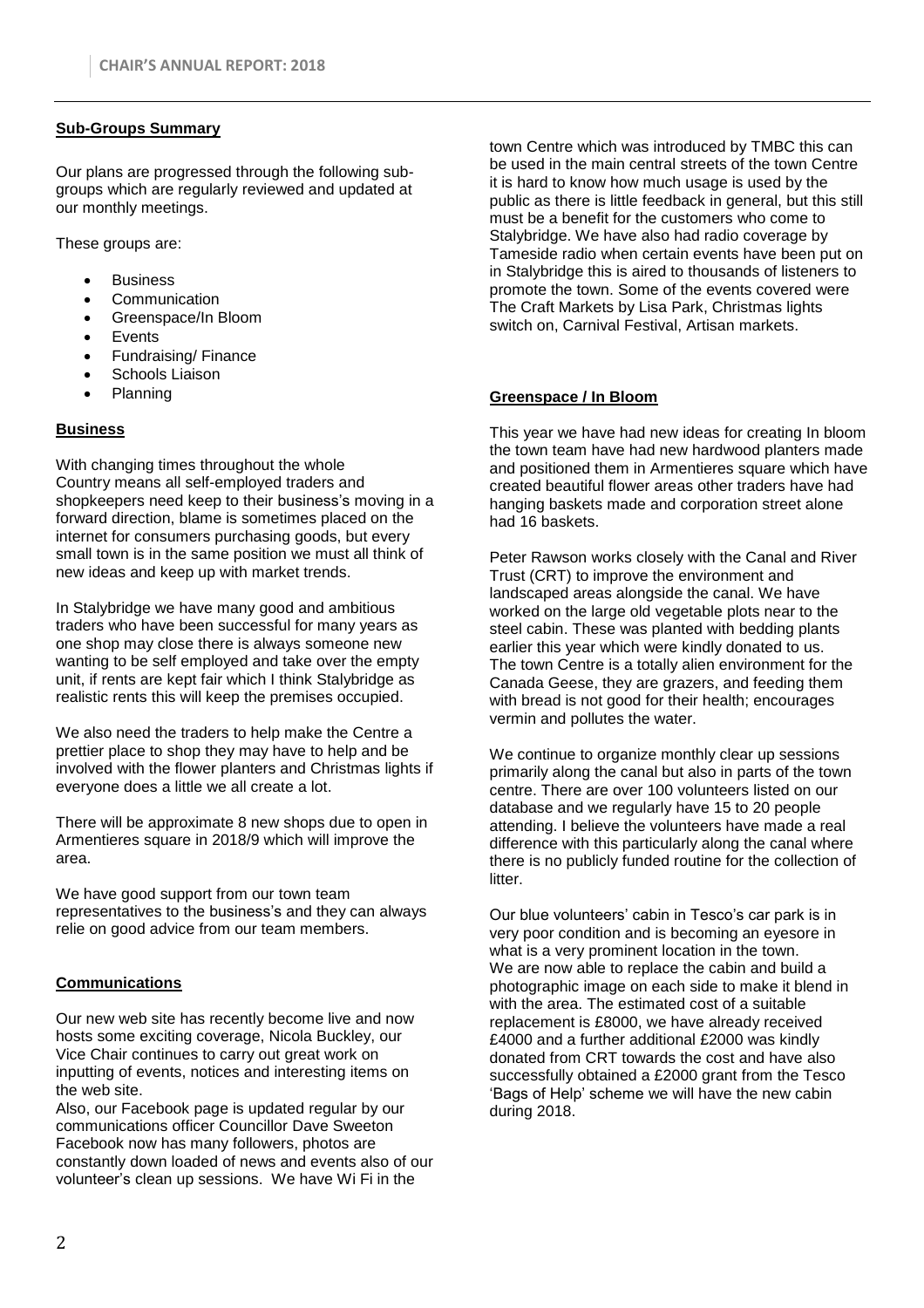## Sub-Groups Summary

Our plans are progressed through the following sub-groups which are regularly reviewed and updated at our monthly meetings.

These groups are:

- Business
- Communication
- Greenspace/In Bloom
- Events
- Fundraising/ Finance
- Schools Liaison
- Planning

## Business

With changing times throughout the whole Country means all self-employed traders and shopkeepers need keep to their business's moving in a forward direction, blame is sometimes placed on the internet for consumers purchasing goods, but every small town is in the same position we must all think of new ideas and keep up with market trends.

In Stalybridge we have many good and ambitious traders who have been successful for many years as one shop may close there is always someone new wanting to be self employed and take over the empty unit, if rents are kept fair which I think Stalybridge as realistic rents this will keep the premises occupied.

We also need the traders to help make the Centre a prettier place to shop they may have to help and be involved with the flower planters and Christmas lights if everyone does a little we all create a lot.

There will be approximate 8 new shops due to open in Armentieres square in 2018/9 which will improve the area.

We have good support from our town team representatives to the business's and they can always relie on good advice from our team members.

## Communications

Our new web site has recently become live and now hosts some exciting coverage, Nicola Buckley, our Vice Chair continues to carry out great work on inputting of events, notices and interesting items on the web site.

Also, our Facebook page is updated regular by our communications officer Councillor Dave Sweeton Facebook now has many followers, photos are constantly down loaded of news and events also of our volunteer's clean up sessions. We have Wi Fi in the town Centre which was introduced by TMBC this can be used in the main central streets of the town Centre it is hard to know how much usage is used by the public as there is little feedback in general, but this still must be a benefit for the customers who come to Stalybridge. We have also had radio coverage by Tameside radio when certain events have been put on in Stalybridge this is aired to thousands of listeners to promote the town. Some of the events covered were The Craft Markets by Lisa Park, Christmas lights switch on, Carnival Festival, Artisan markets.

## Greenspace / In Bloom

This year we have had new ideas for creating In bloom the town team have had new hardwood planters made and positioned them in Armentieres square which have created beautiful flower areas other traders have had hanging baskets made and corporation street alone had 16 baskets.

Peter Rawson works closely with the Canal and River Trust (CRT) to improve the environment and landscaped areas alongside the canal. We have worked on the large old vegetable plots near to the steel cabin. These was planted with bedding plants earlier this year which were kindly donated to us. The town Centre is a totally alien environment for the Canada Geese, they are grazers, and feeding them with bread is not good for their health; encourages vermin and pollutes the water.

We continue to organize monthly clear up sessions primarily along the canal but also in parts of the town centre. There are over 100 volunteers listed on our database and we regularly have 15 to 20 people attending. I believe the volunteers have made a real difference with this particularly along the canal where there is no publicly funded routine for the collection of litter.

Our blue volunteers' cabin in Tesco's car park is in very poor condition and is becoming an eyesore in what is a very prominent location in the town. We are now able to replace the cabin and build a photographic image on each side to make it blend in with the area. The estimated cost of a suitable replacement is £8000, we have already received £4000 and a further additional £2000 was kindly donated from CRT towards the cost and have also successfully obtained a £2000 grant from the Tesco 'Bags of Help' scheme we will have the new cabin during 2018.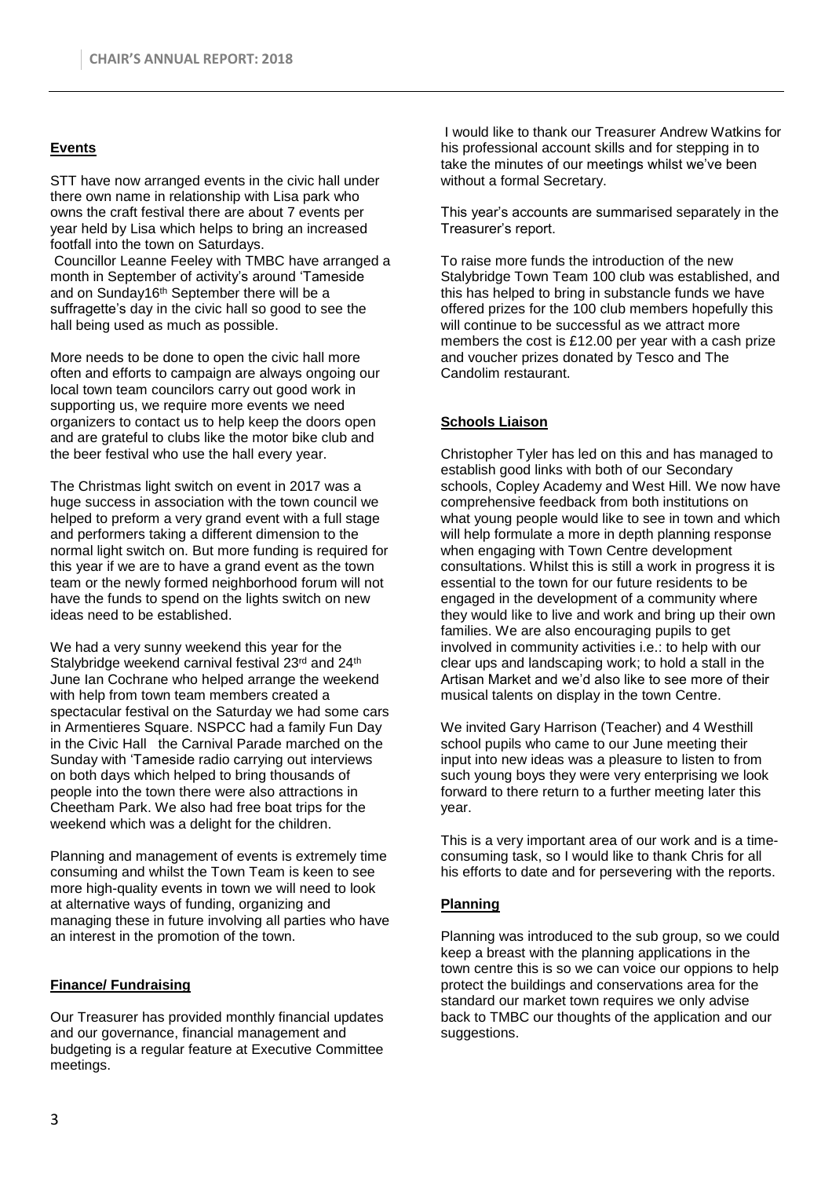## Events

STT have now arranged events in the civic hall under there own name in relationship with Lisa park who owns the craft festival there are about 7 events per year held by Lisa which helps to bring an increased footfall into the town on Saturdays.

Councillor Leanne Feeley with TMBC have arranged a month in September of activity's around 'Tameside and on Sunday16th September there will be a suffragette's day in the civic hall so good to see the hall being used as much as possible.

More needs to be done to open the civic hall more often and efforts to campaign are always ongoing our local town team councilors carry out good work in supporting us, we require more events we need organizers to contact us to help keep the doors open and are grateful to clubs like the motor bike club and the beer festival who use the hall every year.

The Christmas light switch on event in 2017 was a huge success in association with the town council we helped to preform a very grand event with a full stage and performers taking a different dimension to the normal light switch on. But more funding is required for this year if we are to have a grand event as the town team or the newly formed neighborhood forum will not have the funds to spend on the lights switch on new ideas need to be established.

We had a very sunny weekend this year for the Stalybridge weekend carnival festival 23rd and 24th June Ian Cochrane who helped arrange the weekend with help from town team members created a spectacular festival on the Saturday we had some cars in Armentieres Square. NSPCC had a family Fun Day in the Civic Hall the Carnival Parade marched on the Sunday with 'Tameside radio carrying out interviews on both days which helped to bring thousands of people into the town there were also attractions in Cheetham Park. We also had free boat trips for the weekend which was a delight for the children.

Planning and management of events is extremely time consuming and whilst the Town Team is keen to see more high-quality events in town we will need to look at alternative ways of funding, organizing and managing these in future involving all parties who have an interest in the promotion of the town.

## Finance/ Fundraising

Our Treasurer has provided monthly financial updates and our governance, financial management and budgeting is a regular feature at Executive Committee meetings.

I would like to thank our Treasurer Andrew Watkins for his professional account skills and for stepping in to take the minutes of our meetings whilst we've been without a formal Secretary.

This year's accounts are summarised separately in the Treasurer's report.

To raise more funds the introduction of the new Stalybridge Town Team 100 club was established, and this has helped to bring in substancle funds we have offered prizes for the 100 club members hopefully this will continue to be successful as we attract more members the cost is £12.00 per year with a cash prize and voucher prizes donated by Tesco and The Candolim restaurant.

## Schools Liaison

Christopher Tyler has led on this and has managed to establish good links with both of our Secondary schools, Copley Academy and West Hill. We now have comprehensive feedback from both institutions on what young people would like to see in town and which will help formulate a more in depth planning response when engaging with Town Centre development consultations. Whilst this is still a work in progress it is essential to the town for our future residents to be engaged in the development of a community where they would like to live and work and bring up their own families. We are also encouraging pupils to get involved in community activities i.e.: to help with our clear ups and landscaping work; to hold a stall in the Artisan Market and we'd also like to see more of their musical talents on display in the town Centre.

We invited Gary Harrison (Teacher) and 4 Westhill school pupils who came to our June meeting their input into new ideas was a pleasure to listen to from such young boys they were very enterprising we look forward to there return to a further meeting later this year.

This is a very important area of our work and is a time-consuming task, so I would like to thank Chris for all his efforts to date and for persevering with the reports.

## Planning

Planning was introduced to the sub group, so we could keep a breast with the planning applications in the town centre this is so we can voice our oppions to help protect the buildings and conservations area for the standard our market town requires we only advise back to TMBC our thoughts of the application and our suggestions.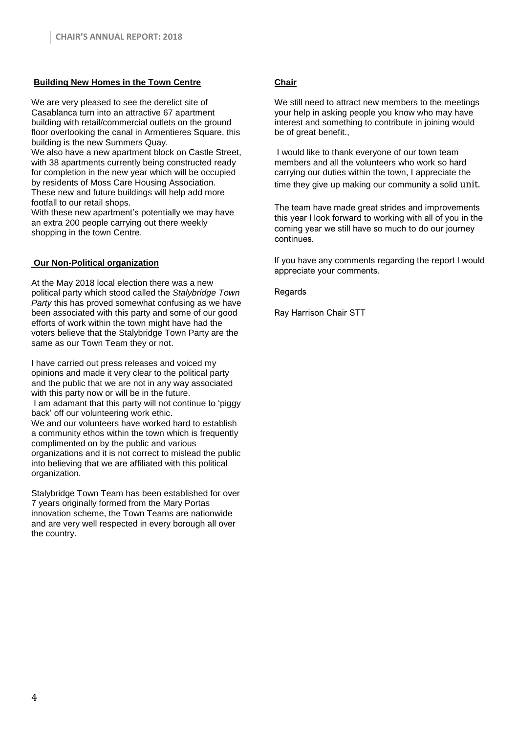## Building New Homes in the Town Centre

We are very pleased to see the derelict site of Casablanca turn into an attractive 67 apartment building with retail/commercial outlets on the ground floor overlooking the canal in Armentieres Square, this building is the new Summers Quay.

We also have a new apartment block on Castle Street, with 38 apartments currently being constructed ready for completion in the new year which will be occupied by residents of Moss Care Housing Association. These new and future buildings will help add more footfall to our retail shops.

With these new apartment's potentially we may have an extra 200 people carrying out there weekly shopping in the town Centre.

## Our Non-Political organization

At the May 2018 local election there was a new political party which stood called the *Stalybridge Town Party* this has proved somewhat confusing as we have been associated with this party and some of our good efforts of work within the town might have had the voters believe that the Stalybridge Town Party are the same as our Town Team they or not.

I have carried out press releases and voiced my opinions and made it very clear to the political party and the public that we are not in any way associated with this party now or will be in the future.

I am adamant that this party will not continue to 'piggy back' off our volunteering work ethic.

We and our volunteers have worked hard to establish a community ethos within the town which is frequently complimented on by the public and various organizations and it is not correct to mislead the public into believing that we are affiliated with this political organization.

Stalybridge Town Team has been established for over 7 years originally formed from the Mary Portas innovation scheme, the Town Teams are nationwide and are very well respected in every borough all over the country.

## Chair

We still need to attract new members to the meetings your help in asking people you know who may have interest and something to contribute in joining would be of great benefit.,

I would like to thank everyone of our town team members and all the volunteers who work so hard carrying our duties within the town, I appreciate the time they give up making our community a solid unit.

The team have made great strides and improvements this year I look forward to working with all of you in the coming year we still have so much to do our journey continues.

If you have any comments regarding the report I would appreciate your comments.

Regards

Ray Harrison Chair STT